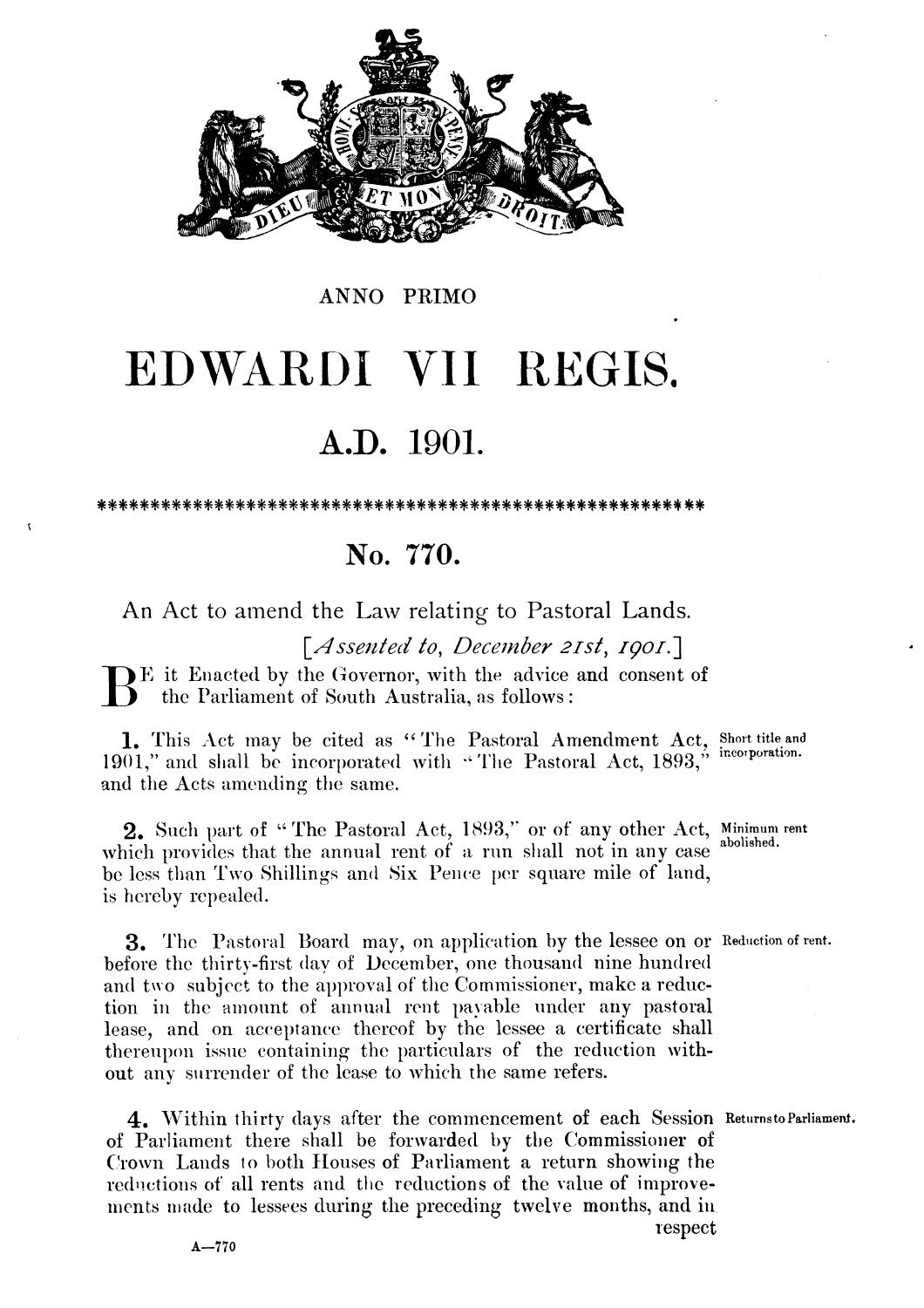ANNO PRIMO

# EDWARDI VII REGIS.

## A.D. 1901.

*******************************************************

## No. 770.

An Act to amend the Law relating to Pastoral Lands.

[*Assented to, December 21st, 1901.*]

BE it Enacted by the Governor, with the advice and consent of the Parliament of South Australia, as follows:

**1.** This Act may be cited as "The Pastoral Amendment Act, 1901," and shall be incorporated with "The Pastoral Act, 1893," and the Acts amending the same.

*Short title and incorporation.*

**2.** Such part of "The Pastoral Act, 1893," or of any other Act, which provides that the annual rent of a run shall not in any case be less than Two Shillings and Six Pence per square mile of land, is hereby repealed.

*Minimum rent abolished.*

**3.** The Pastoral Board may, on application by the lessee on or before the thirty-first day of December, one thousand nine hundred and two subject to the approval of the Commissioner, make a reduction in the amount of annual rent payable under any pastoral lease, and on acceptance thereof by the lessee a certificate shall thereupon issue containing the particulars of the reduction without any surrender of the lease to which the same refers.

*Reduction of rent.*

**4.** Within thirty days after the commencement of each Session of Parliament there shall be forwarded by the Commissioner of Crown Lands to both Houses of Parliament a return showing the reductions of all rents and the reductions of the value of improvements made to lessees during the preceding twelve months, and in respect

*Returns to Parliament.*

A—770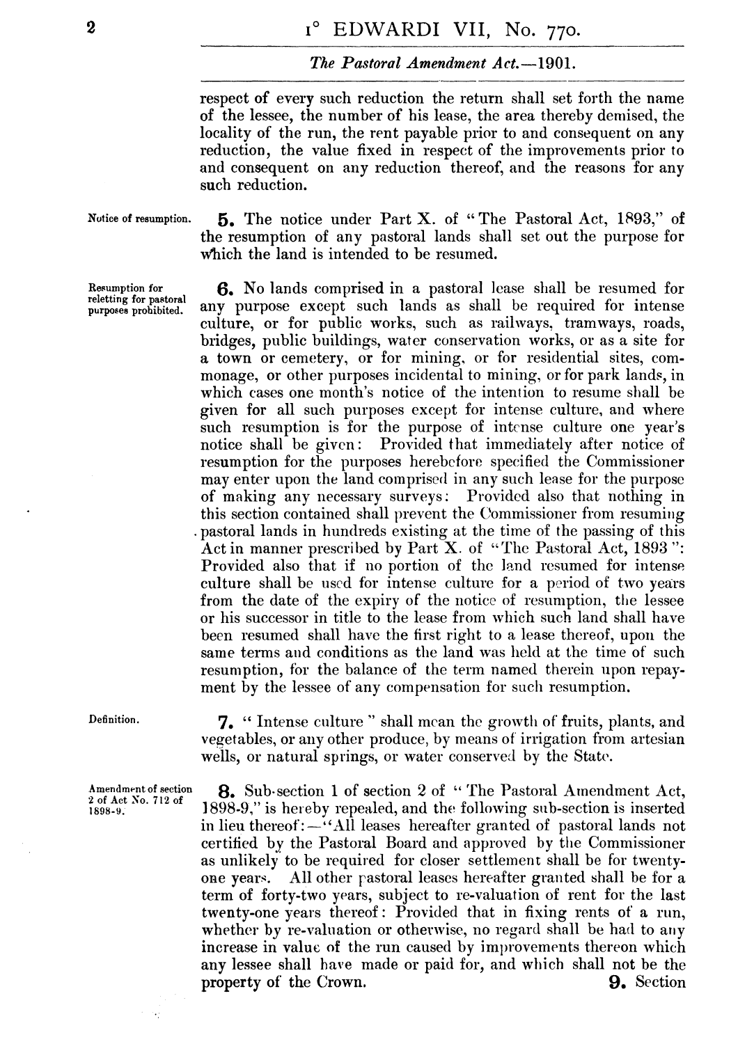respect of every such reduction the return shall set forth the name of the lessee, the number of his lease, the area thereby demised, the locality of the run, the rent payable prior to and consequent on any reduction, the value fixed in respect of the improvements prior to and consequent on any reduction thereof, and the reasons for any such reduction.

*Notice of resumption.*

**5.** The notice under Part X. of "The Pastoral Act, 1893," of the resumption of any pastoral lands shall set out the purpose for which the land is intended to be resumed.

*Resumption for reletting for pastoral purposes prohibited.*

**6.** No lands comprised in a pastoral lease shall be resumed for any purpose except such lands as shall be required for intense culture, or for public works, such as railways, tramways, roads, bridges, public buildings, water conservation works, or as a site for a town or cemetery, or for mining, or for residential sites, commonage, or other purposes incidental to mining, or for park lands, in which cases one month's notice of the intention to resume shall be given for all such purposes except for intense culture, and where such resumption is for the purpose of intense culture one year's notice shall be given: Provided that immediately after notice of resumption for the purposes heretofore specified the Commissioner may enter upon the land comprised in any such lease for the purpose of making any necessary surveys: Provided also that nothing in this section contained shall prevent the Commissioner from resuming pastoral lands in hundreds existing at the time of the passing of this Act in manner prescribed by Part X. of "The Pastoral Act, 1893": Provided also that if no portion of the land resumed for intense culture shall be used for intense culture for a period of two years from the date of the expiry of the notice of resumption, the lessee or his successor in title to the lease from which such land shall have been resumed shall have the first right to a lease thereof, upon the same terms and conditions as the land was held at the time of such resumption, for the balance of the term named therein upon repayment by the lessee of any compensation for such resumption.

*Definition.*

**7.** "Intense culture" shall mean the growth of fruits, plants, and vegetables, or any other produce, by means of irrigation from artesian wells, or natural springs, or water conserved by the State.

*Amendment of section 2 of Act No. 712 of 1898-9.*

**8.** Sub-section 1 of section 2 of "The Pastoral Amendment Act, 1898-9," is hereby repealed, and the following sub-section is inserted in lieu thereof:—"All leases hereafter granted of pastoral lands not certified by the Pastoral Board and approved by the Commissioner as unlikely to be required for closer settlement shall be for twenty-one years. All other pastoral leases hereafter granted shall be for a term of forty-two years, subject to re-valuation of rent for the last twenty-one years thereof: Provided that in fixing rents of a run, whether by re-valuation or otherwise, no regard shall be had to any increase in value of the run caused by improvements thereon which any lessee shall have made or paid for, and which shall not be the property of the Crown.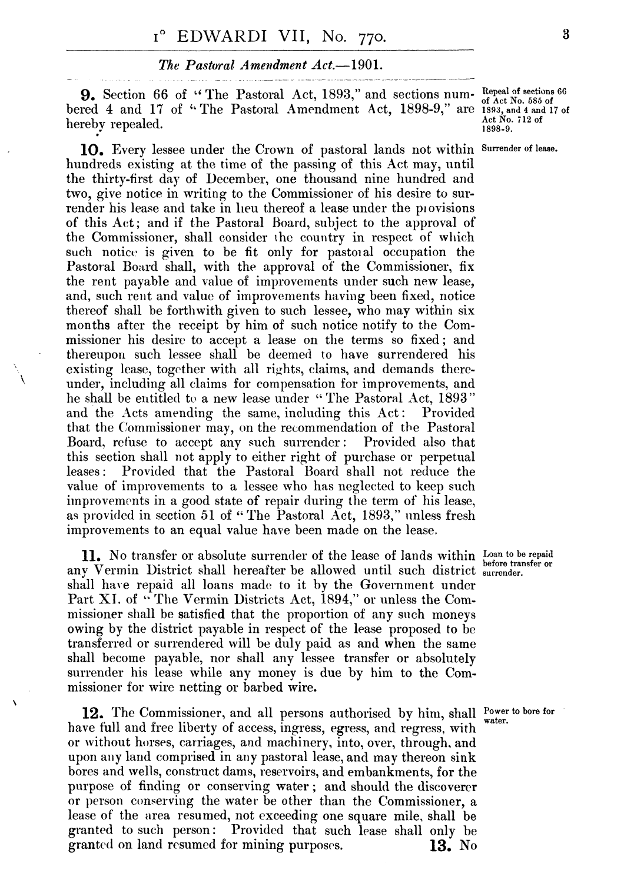*The Pastoral Amendment Act.*—1901.

**9.** Section 66 of "The Pastoral Act, 1893," and sections numbered 4 and 17 of "The Pastoral Amendment Act, 1898-9," are hereby repealed.

Repeal of sections 66 of Act No. 585 of 1893, and 4 and 17 of Act No. 712 of 1898-9.

**10.** Every lessee under the Crown of pastoral lands not within hundreds existing at the time of the passing of this Act may, until the thirty-first day of December, one thousand nine hundred and two, give notice in writing to the Commissioner of his desire to surrender his lease and take in lieu thereof a lease under the provisions of this Act; and if the Pastoral Board, subject to the approval of the Commissioner, shall consider the country in respect of which such notice is given to be fit only for pastoral occupation the Pastoral Board shall, with the approval of the Commissioner, fix the rent payable and value of improvements under such new lease, and, such rent and value of improvements having been fixed, notice thereof shall be forthwith given to such lessee, who may within six months after the receipt by him of such notice notify to the Commissioner his desire to accept a lease on the terms so fixed; and thereupon such lessee shall be deemed to have surrendered his existing lease, together with all rights, claims, and demands thereunder, including all claims for compensation for improvements, and he shall be entitled to a new lease under "The Pastoral Act, 1893" and the Acts amending the same, including this Act: Provided that the Commissioner may, on the recommendation of the Pastoral Board, refuse to accept any such surrender: Provided also that this section shall not apply to either right of purchase or perpetual leases: Provided that the Pastoral Board shall not reduce the value of improvements to a lessee who has neglected to keep such improvements in a good state of repair during the term of his lease, as provided in section 51 of "The Pastoral Act, 1893," unless fresh improvements to an equal value have been made on the lease.

Surrender of lease.

**11.** No transfer or absolute surrender of the lease of lands within any Vermin District shall hereafter be allowed until such district shall have repaid all loans made to it by the Government under Part XI. of "The Vermin Districts Act, 1894," or unless the Commissioner shall be satisfied that the proportion of any such moneys owing by the district payable in respect of the lease proposed to be transferred or surrendered will be duly paid as and when the same shall become payable, nor shall any lessee transfer or absolutely surrender his lease while any money is due by him to the Commissioner for wire netting or barbed wire.

Loan to be repaid before transfer or surrender.

**12.** The Commissioner, and all persons authorised by him, shall have full and free liberty of access, ingress, egress, and regress, with or without horses, carriages, and machinery, into, over, through, and upon any land comprised in any pastoral lease, and may thereon sink bores and wells, construct dams, reservoirs, and embankments, for the purpose of finding or conserving water; and should the discoverer or person conserving the water be other than the Commissioner, a lease of the area resumed, not exceeding one square mile, shall be granted to such person: Provided that such lease shall only be granted on land resumed for mining purposes.

Power to bore for water.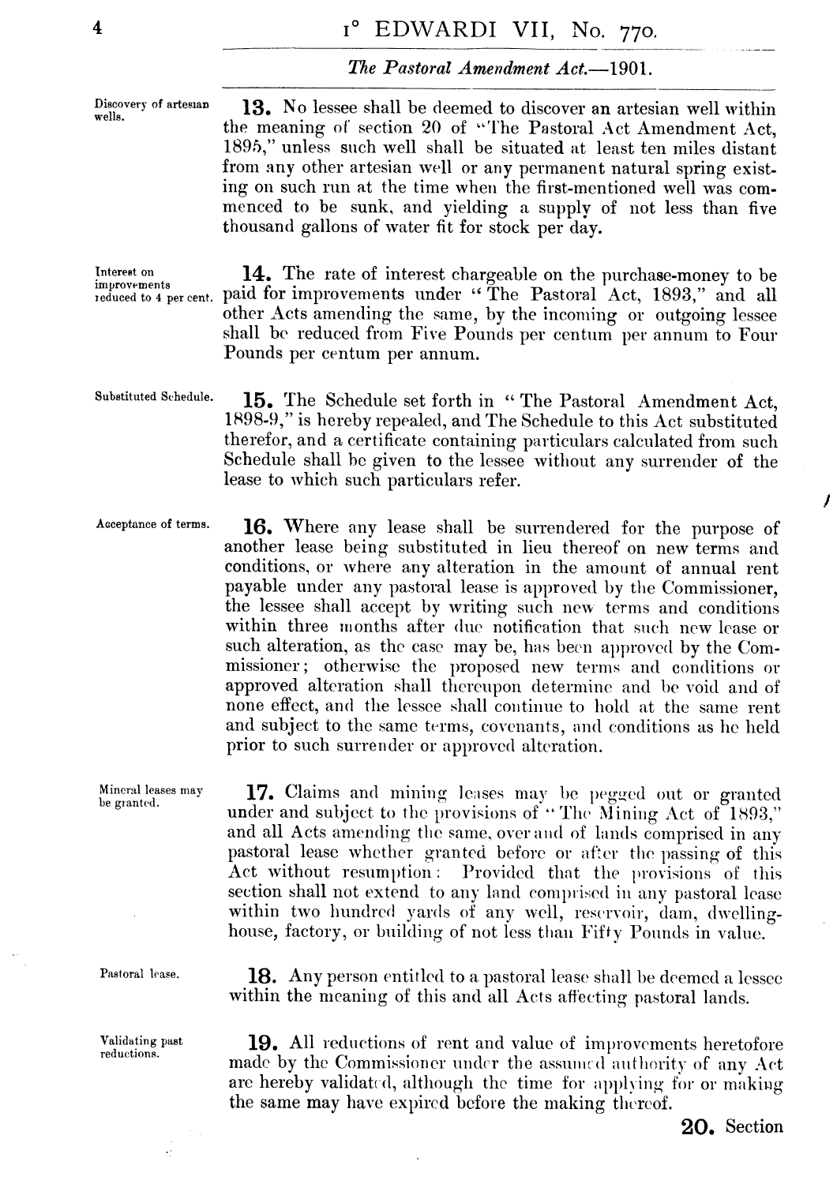**Discovery of artesian wells.**

**13.** No lessee shall be deemed to discover an artesian well within the meaning of section 20 of "The Pastoral Act Amendment Act, 1895," unless such well shall be situated at least ten miles distant from any other artesian well or any permanent natural spring existing on such run at the time when the first-mentioned well was commenced to be sunk, and yielding a supply of not less than five thousand gallons of water fit for stock per day.

**Interest on improvements reduced to 4 per cent.**

**14.** The rate of interest chargeable on the purchase-money to be paid for improvements under "The Pastoral Act, 1893," and all other Acts amending the same, by the incoming or outgoing lessee shall be reduced from Five Pounds per centum per annum to Four Pounds per centum per annum.

**Substituted Schedule.**

**15.** The Schedule set forth in "The Pastoral Amendment Act, 1898-9," is hereby repealed, and The Schedule to this Act substituted therefor, and a certificate containing particulars calculated from such Schedule shall be given to the lessee without any surrender of the lease to which such particulars refer.

**Acceptance of terms.**

**16.** Where any lease shall be surrendered for the purpose of another lease being substituted in lieu thereof on new terms and conditions, or where any alteration in the amount of annual rent payable under any pastoral lease is approved by the Commissioner, the lessee shall accept by writing such new terms and conditions within three months after due notification that such new lease or such alteration, as the case may be, has been approved by the Commissioner; otherwise the proposed new terms and conditions or approved alteration shall thereupon determine and be void and of none effect, and the lessee shall continue to hold at the same rent and subject to the same terms, covenants, and conditions as he held prior to such surrender or approved alteration.

**Mineral leases may be granted.**

**17.** Claims and mining leases may be pegged out or granted under and subject to the provisions of "The Mining Act of 1893," and all Acts amending the same, over and of lands comprised in any pastoral lease whether granted before or after the passing of this Act without resumption: Provided that the provisions of this section shall not extend to any land comprised in any pastoral lease within two hundred yards of any well, reservoir, dam, dwelling-house, factory, or building of not less than Fifty Pounds in value.

**Pastoral lease.**

**18.** Any person entitled to a pastoral lease shall be deemed a lessee within the meaning of this and all Acts affecting pastoral lands.

**Validating past reductions.**

**19.** All reductions of rent and value of improvements heretofore made by the Commissioner under the assumed authority of any Act are hereby validated, although the time for applying for or making the same may have expired before the making thereof.

**20.** Section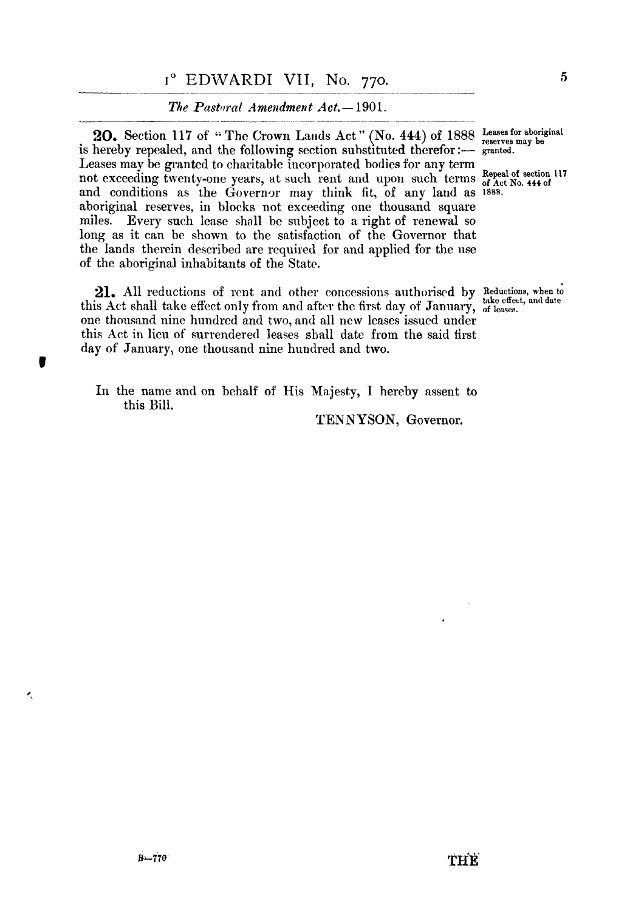**20.** Section 117 of "The Crown Lands Act" (No. 444) of 1888 is hereby repealed, and the following section substituted therefor:— Leases may be granted to charitable incorporated bodies for any term not exceeding twenty-one years, at such rent and upon such terms and conditions as the Governor may think fit, of any land as aboriginal reserves, in blocks not exceeding one thousand square miles. Every such lease shall be subject to a right of renewal so long as it can be shown to the satisfaction of the Governor that the lands therein described are required for and applied for the use of the aboriginal inhabitants of the State.

*Leases for aboriginal reserves may be granted.*

*Repeal of section 117 of Act No. 444 of 1888.*

**21.** All reductions of rent and other concessions authorised by this Act shall take effect only from and after the first day of January, one thousand nine hundred and two, and all new leases issued under this Act in lieu of surrendered leases shall date from the said first day of January, one thousand nine hundred and two.

*Reductions, when to take effect, and date of leases.*

In the name and on behalf of His Majesty, I hereby assent to this Bill.

TENNYSON, Governor.

B—770

THE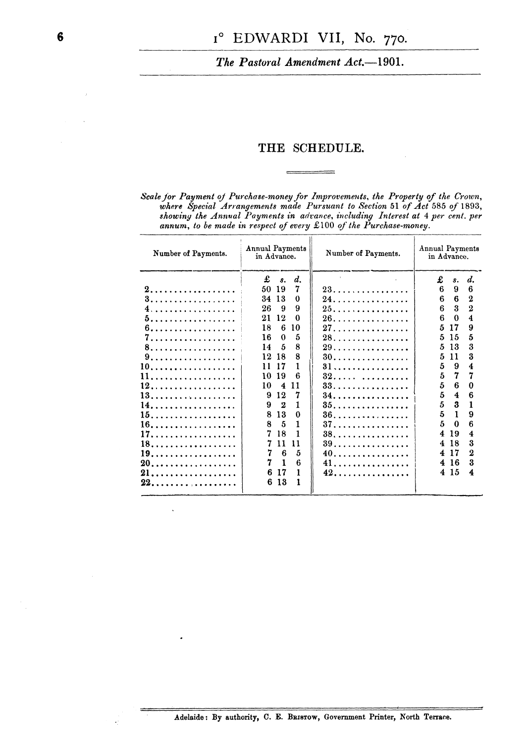# THE SCHEDULE.

*Scale for Payment of Purchase-money for Improvements, the Property of the Crown, where Special Arrangements made Pursuant to Section 51 of Act 585 of 1893, showing the Annual Payments in advance, including Interest at 4 per cent. per annum, to be made in respect of every £100 of the Purchase-money.*

| Number of Payments. | Annual Payments in Advance. £ s. d. | Number of Payments. | Annual Payments in Advance. £ s. d. |
|---|---|---|---|
| 2 | 50 19 7 | 23 | 6 9 6 |
| 3 | 34 13 0 | 24 | 6 6 2 |
| 4 | 26 9 9 | 25 | 6 3 2 |
| 5 | 21 12 0 | 26 | 6 0 4 |
| 6 | 18 6 10 | 27 | 5 17 9 |
| 7 | 16 0 5 | 28 | 5 15 5 |
| 8 | 14 5 8 | 29 | 5 13 3 |
| 9 | 12 18 8 | 30 | 5 11 3 |
| 10 | 11 17 1 | 31 | 5 9 4 |
| 11 | 10 19 6 | 32 | 5 7 7 |
| 12 | 10 4 11 | 33 | 5 6 0 |
| 13 | 9 12 7 | 34 | 5 4 6 |
| 14 | 9 2 1 | 35 | 5 3 1 |
| 15 | 8 13 0 | 36 | 5 1 9 |
| 16 | 8 5 1 | 37 | 5 0 6 |
| 17 | 7 18 1 | 38 | 4 19 4 |
| 18 | 7 11 11 | 39 | 4 18 3 |
| 19 | 7 6 5 | 40 | 4 17 2 |
| 20 | 7 1 6 | 41 | 4 16 3 |
| 21 | 6 17 1 | 42 | 4 15 4 |
| 22 | 6 13 1 | | |

Adelaide: By authority, C. E. Bristow, Government Printer, North Terrace.